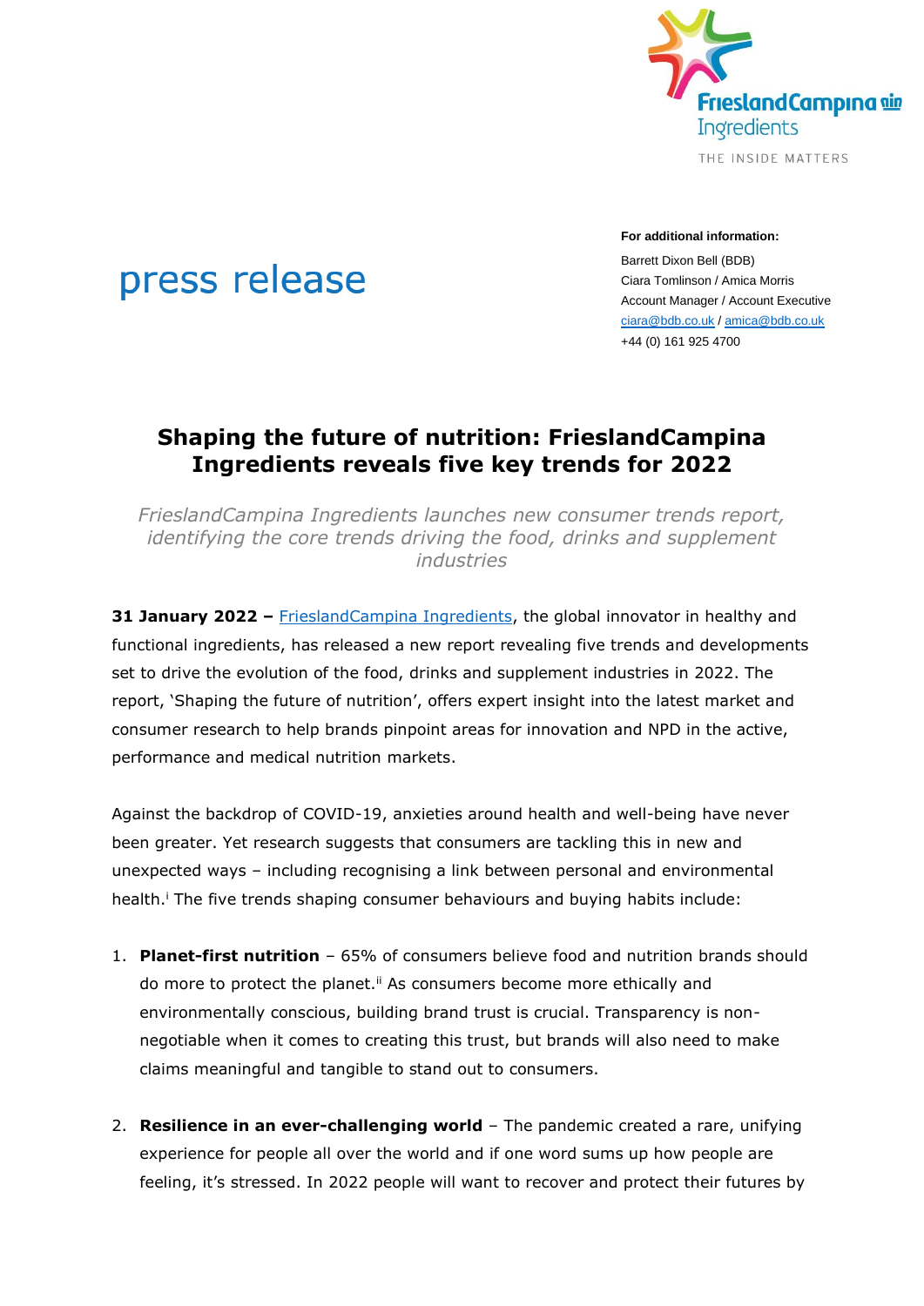press release

**For additional information:**

Barrett Dixon Bell (BDB)
Ciara Tomlinson / Amica Morris
Account Manager / Account Executive
ciara@bdb.co.uk / amica@bdb.co.uk
+44 (0) 161 925 4700

# Shaping the future of nutrition: FrieslandCampina Ingredients reveals five key trends for 2022

*FrieslandCampina Ingredients launches new consumer trends report, identifying the core trends driving the food, drinks and supplement industries*

**31 January 2022 –** FrieslandCampina Ingredients, the global innovator in healthy and functional ingredients, has released a new report revealing five trends and developments set to drive the evolution of the food, drinks and supplement industries in 2022. The report, 'Shaping the future of nutrition', offers expert insight into the latest market and consumer research to help brands pinpoint areas for innovation and NPD in the active, performance and medical nutrition markets.

Against the backdrop of COVID-19, anxieties around health and well-being have never been greater. Yet research suggests that consumers are tackling this in new and unexpected ways – including recognising a link between personal and environmental health.[i] The five trends shaping consumer behaviours and buying habits include:

1. **Planet-first nutrition** – 65% of consumers believe food and nutrition brands should do more to protect the planet.[ii] As consumers become more ethically and environmentally conscious, building brand trust is crucial. Transparency is non-negotiable when it comes to creating this trust, but brands will also need to make claims meaningful and tangible to stand out to consumers.

2. **Resilience in an ever-challenging world** – The pandemic created a rare, unifying experience for people all over the world and if one word sums up how people are feeling, it's stressed. In 2022 people will want to recover and protect their futures by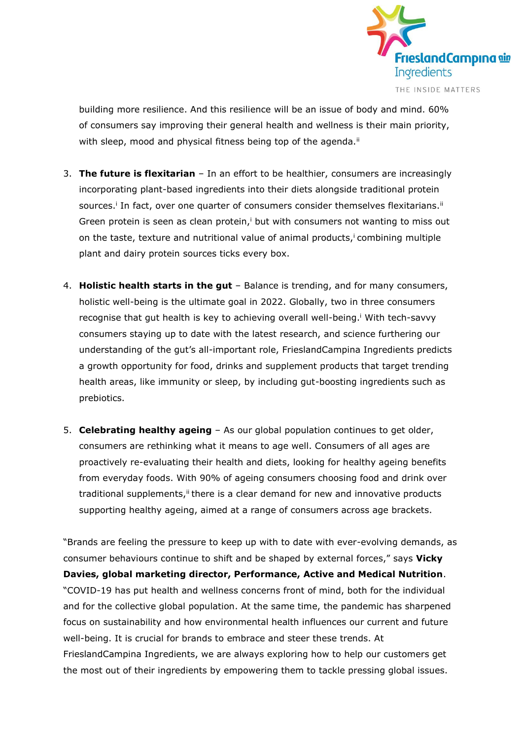building more resilience. And this resilience will be an issue of body and mind. 60% of consumers say improving their general health and wellness is their main priority, with sleep, mood and physical fitness being top of the agenda.[ii]

3. **The future is flexitarian** – In an effort to be healthier, consumers are increasingly incorporating plant-based ingredients into their diets alongside traditional protein sources.[i] In fact, over one quarter of consumers consider themselves flexitarians.[ii] Green protein is seen as clean protein,[i] but with consumers not wanting to miss out on the taste, texture and nutritional value of animal products,[i] combining multiple plant and dairy protein sources ticks every box.

4. **Holistic health starts in the gut** – Balance is trending, and for many consumers, holistic well-being is the ultimate goal in 2022. Globally, two in three consumers recognise that gut health is key to achieving overall well-being.[i] With tech-savvy consumers staying up to date with the latest research, and science furthering our understanding of the gut's all-important role, FrieslandCampina Ingredients predicts a growth opportunity for food, drinks and supplement products that target trending health areas, like immunity or sleep, by including gut-boosting ingredients such as prebiotics.

5. **Celebrating healthy ageing** – As our global population continues to get older, consumers are rethinking what it means to age well. Consumers of all ages are proactively re-evaluating their health and diets, looking for healthy ageing benefits from everyday foods. With 90% of ageing consumers choosing food and drink over traditional supplements,[ii] there is a clear demand for new and innovative products supporting healthy ageing, aimed at a range of consumers across age brackets.

"Brands are feeling the pressure to keep up with to date with ever-evolving demands, as consumer behaviours continue to shift and be shaped by external forces," says **Vicky Davies, global marketing director, Performance, Active and Medical Nutrition**. "COVID-19 has put health and wellness concerns front of mind, both for the individual and for the collective global population. At the same time, the pandemic has sharpened focus on sustainability and how environmental health influences our current and future well-being. It is crucial for brands to embrace and steer these trends. At FrieslandCampina Ingredients, we are always exploring how to help our customers get the most out of their ingredients by empowering them to tackle pressing global issues.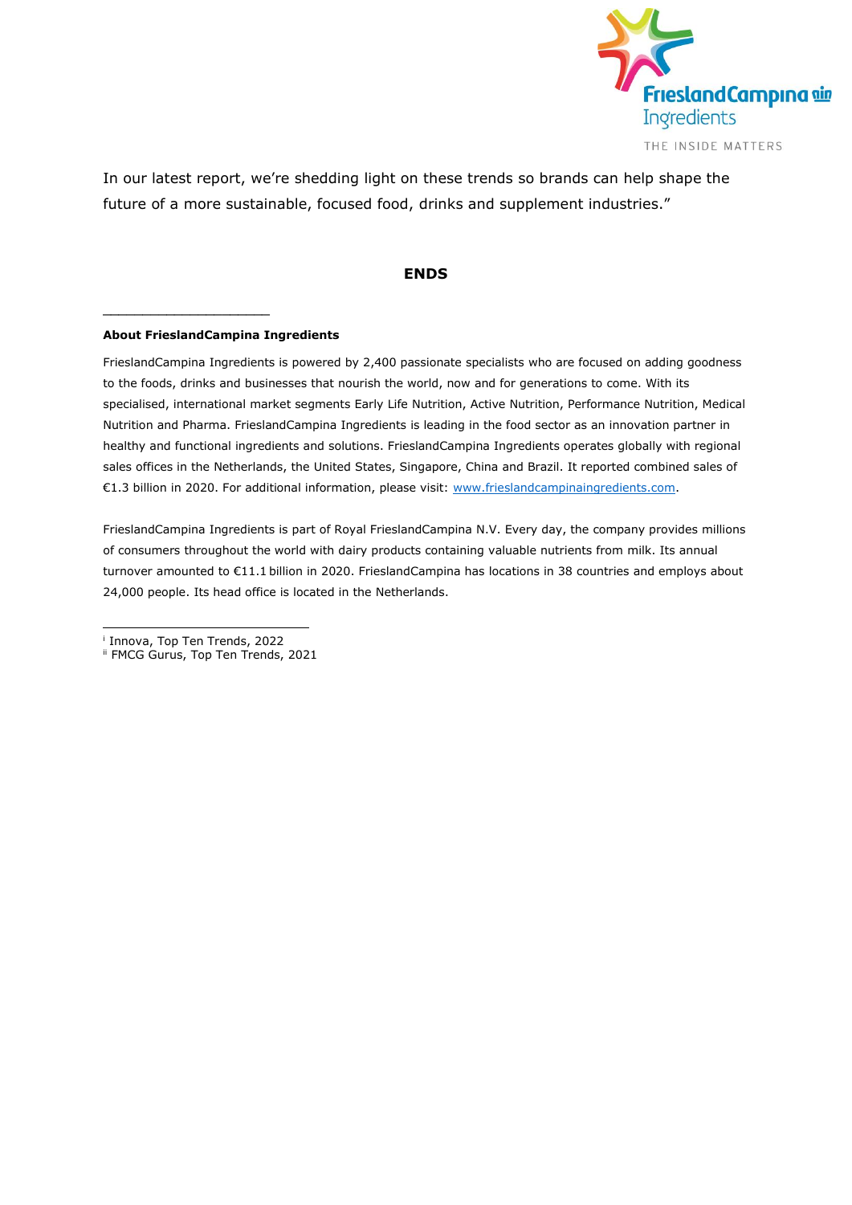In our latest report, we're shedding light on these trends so brands can help shape the future of a more sustainable, focused food, drinks and supplement industries."

**ENDS**

---

**About FrieslandCampina Ingredients**

FrieslandCampina Ingredients is powered by 2,400 passionate specialists who are focused on adding goodness to the foods, drinks and businesses that nourish the world, now and for generations to come. With its specialised, international market segments Early Life Nutrition, Active Nutrition, Performance Nutrition, Medical Nutrition and Pharma. FrieslandCampina Ingredients is leading in the food sector as an innovation partner in healthy and functional ingredients and solutions. FrieslandCampina Ingredients operates globally with regional sales offices in the Netherlands, the United States, Singapore, China and Brazil. It reported combined sales of €1.3 billion in 2020. For additional information, please visit: [www.frieslandcampinaingredients.com](http://www.frieslandcampinaingredients.com).

FrieslandCampina Ingredients is part of Royal FrieslandCampina N.V. Every day, the company provides millions of consumers throughout the world with dairy products containing valuable nutrients from milk. Its annual turnover amounted to €11.1 billion in 2020. FrieslandCampina has locations in 38 countries and employs about 24,000 people. Its head office is located in the Netherlands.

---

[i] Innova, Top Ten Trends, 2022
[ii] FMCG Gurus, Top Ten Trends, 2021